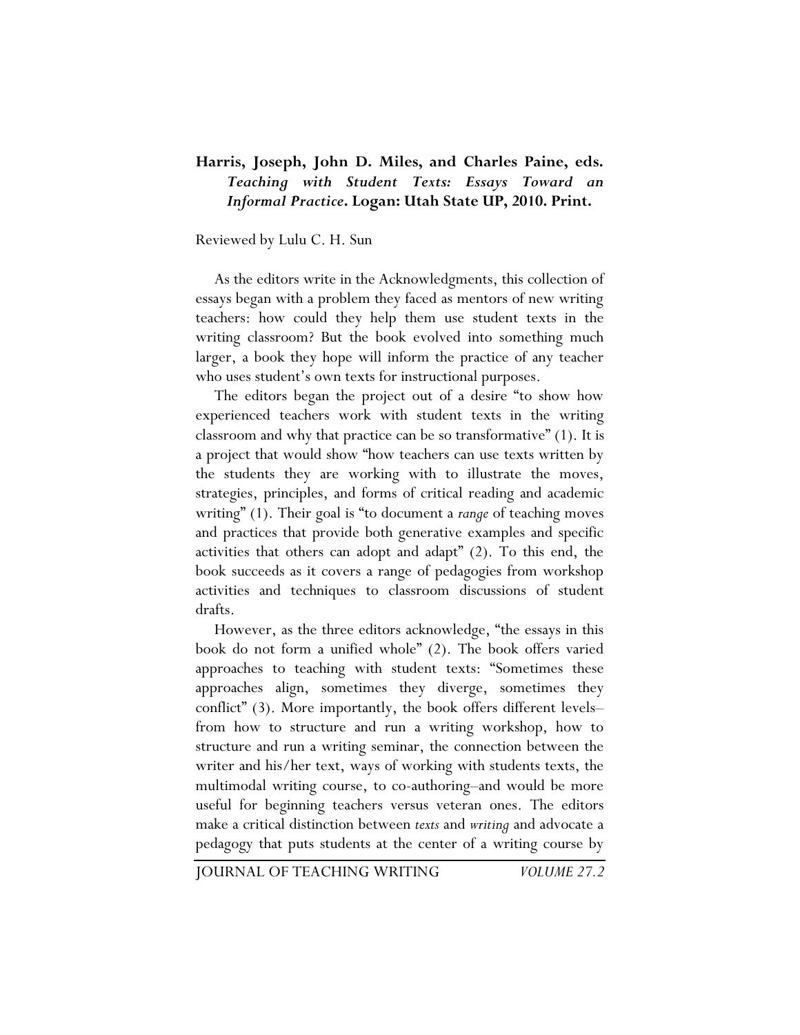**Harris, Joseph, John D. Miles, and Charles Paine, eds. *Teaching with Student Texts: Essays Toward an Informal Practice*. Logan: Utah State UP, 2010. Print.**

Reviewed by Lulu C. H. Sun

As the editors write in the Acknowledgments, this collection of essays began with a problem they faced as mentors of new writing teachers: how could they help them use student texts in the writing classroom? But the book evolved into something much larger, a book they hope will inform the practice of any teacher who uses student's own texts for instructional purposes.

The editors began the project out of a desire "to show how experienced teachers work with student texts in the writing classroom and why that practice can be so transformative" (1). It is a project that would show "how teachers can use texts written by the students they are working with to illustrate the moves, strategies, principles, and forms of critical reading and academic writing" (1). Their goal is "to document a *range* of teaching moves and practices that provide both generative examples and specific activities that others can adopt and adapt" (2). To this end, the book succeeds as it covers a range of pedagogies from workshop activities and techniques to classroom discussions of student drafts.

However, as the three editors acknowledge, "the essays in this book do not form a unified whole" (2). The book offers varied approaches to teaching with student texts: "Sometimes these approaches align, sometimes they diverge, sometimes they conflict" (3). More importantly, the book offers different levels–from how to structure and run a writing workshop, how to structure and run a writing seminar, the connection between the writer and his/her text, ways of working with students texts, the multimodal writing course, to co-authoring–and would be more useful for beginning teachers versus veteran ones. The editors make a critical distinction between *texts* and *writing* and advocate a pedagogy that puts students at the center of a writing course by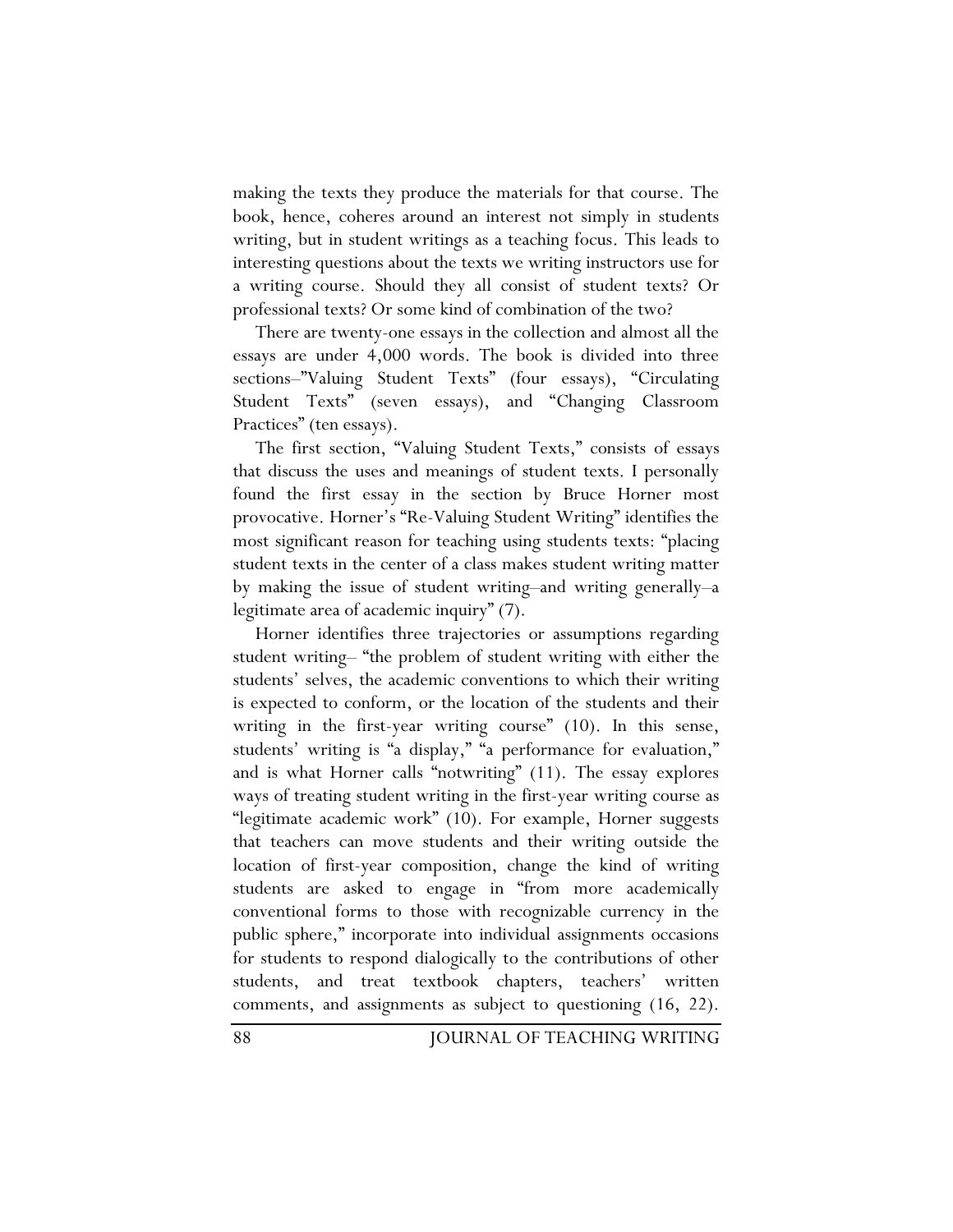making the texts they produce the materials for that course. The book, hence, coheres around an interest not simply in students writing, but in student writings as a teaching focus. This leads to interesting questions about the texts we writing instructors use for a writing course. Should they all consist of student texts? Or professional texts? Or some kind of combination of the two?

There are twenty-one essays in the collection and almost all the essays are under 4,000 words. The book is divided into three sections–"Valuing Student Texts" (four essays), "Circulating Student Texts" (seven essays), and "Changing Classroom Practices" (ten essays).

The first section, "Valuing Student Texts," consists of essays that discuss the uses and meanings of student texts. I personally found the first essay in the section by Bruce Horner most provocative. Horner's "Re-Valuing Student Writing" identifies the most significant reason for teaching using students texts: "placing student texts in the center of a class makes student writing matter by making the issue of student writing–and writing generally–a legitimate area of academic inquiry" (7).

Horner identifies three trajectories or assumptions regarding student writing– "the problem of student writing with either the students' selves, the academic conventions to which their writing is expected to conform, or the location of the students and their writing in the first-year writing course" (10). In this sense, students' writing is "a display," "a performance for evaluation," and is what Horner calls "notwriting" (11). The essay explores ways of treating student writing in the first-year writing course as "legitimate academic work" (10). For example, Horner suggests that teachers can move students and their writing outside the location of first-year composition, change the kind of writing students are asked to engage in "from more academically conventional forms to those with recognizable currency in the public sphere," incorporate into individual assignments occasions for students to respond dialogically to the contributions of other students, and treat textbook chapters, teachers' written comments, and assignments as subject to questioning (16, 22).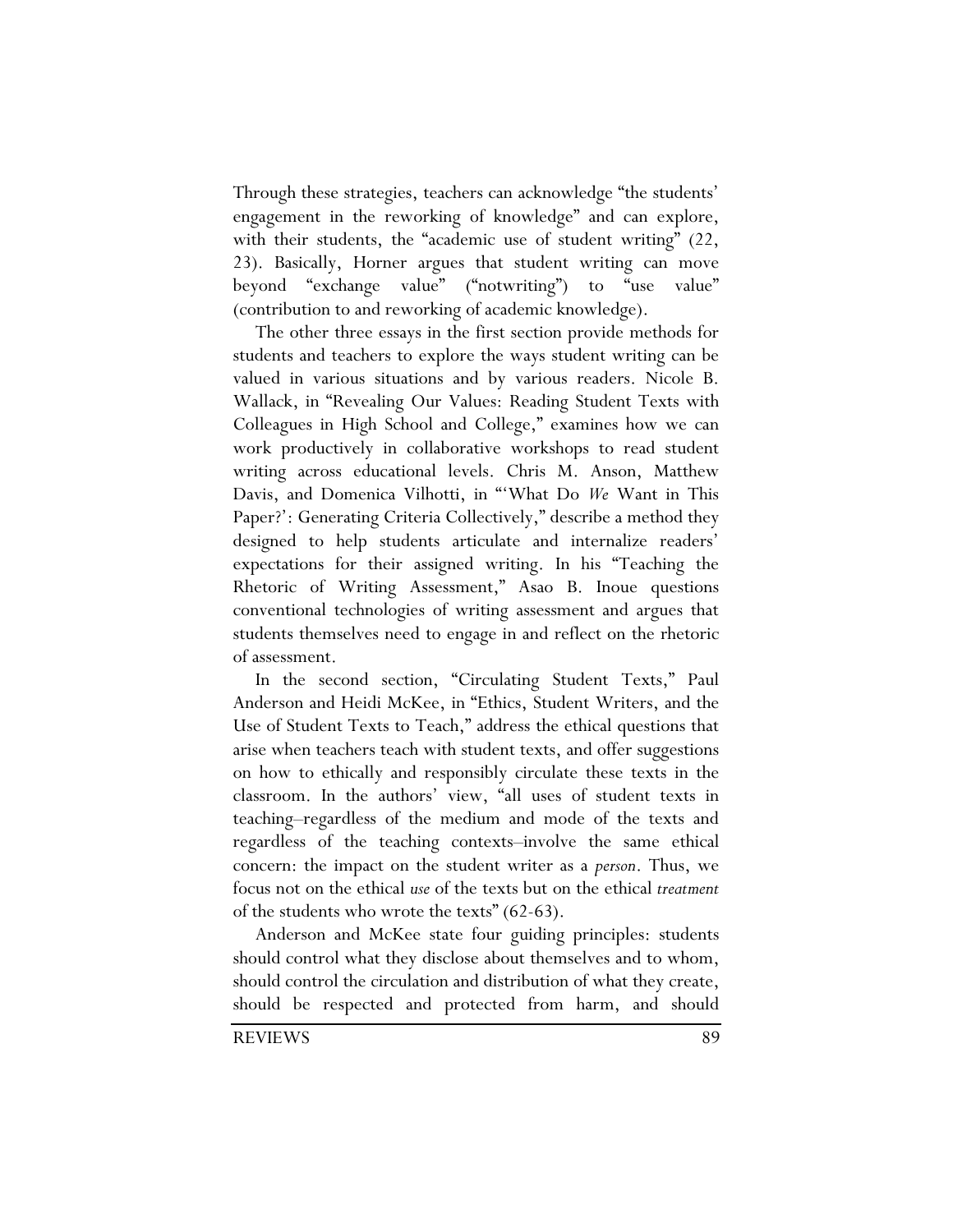Through these strategies, teachers can acknowledge "the students' engagement in the reworking of knowledge" and can explore, with their students, the "academic use of student writing" (22, 23). Basically, Horner argues that student writing can move beyond "exchange value" ("notwriting") to "use value" (contribution to and reworking of academic knowledge).

The other three essays in the first section provide methods for students and teachers to explore the ways student writing can be valued in various situations and by various readers. Nicole B. Wallack, in "Revealing Our Values: Reading Student Texts with Colleagues in High School and College," examines how we can work productively in collaborative workshops to read student writing across educational levels. Chris M. Anson, Matthew Davis, and Domenica Vilhotti, in "'What Do *We* Want in This Paper?': Generating Criteria Collectively," describe a method they designed to help students articulate and internalize readers' expectations for their assigned writing. In his "Teaching the Rhetoric of Writing Assessment," Asao B. Inoue questions conventional technologies of writing assessment and argues that students themselves need to engage in and reflect on the rhetoric of assessment.

In the second section, "Circulating Student Texts," Paul Anderson and Heidi McKee, in "Ethics, Student Writers, and the Use of Student Texts to Teach," address the ethical questions that arise when teachers teach with student texts, and offer suggestions on how to ethically and responsibly circulate these texts in the classroom. In the authors' view, "all uses of student texts in teaching–regardless of the medium and mode of the texts and regardless of the teaching contexts–involve the same ethical concern: the impact on the student writer as a *person*. Thus, we focus not on the ethical *use* of the texts but on the ethical *treatment* of the students who wrote the texts" (62-63).

Anderson and McKee state four guiding principles: students should control what they disclose about themselves and to whom, should control the circulation and distribution of what they create, should be respected and protected from harm, and should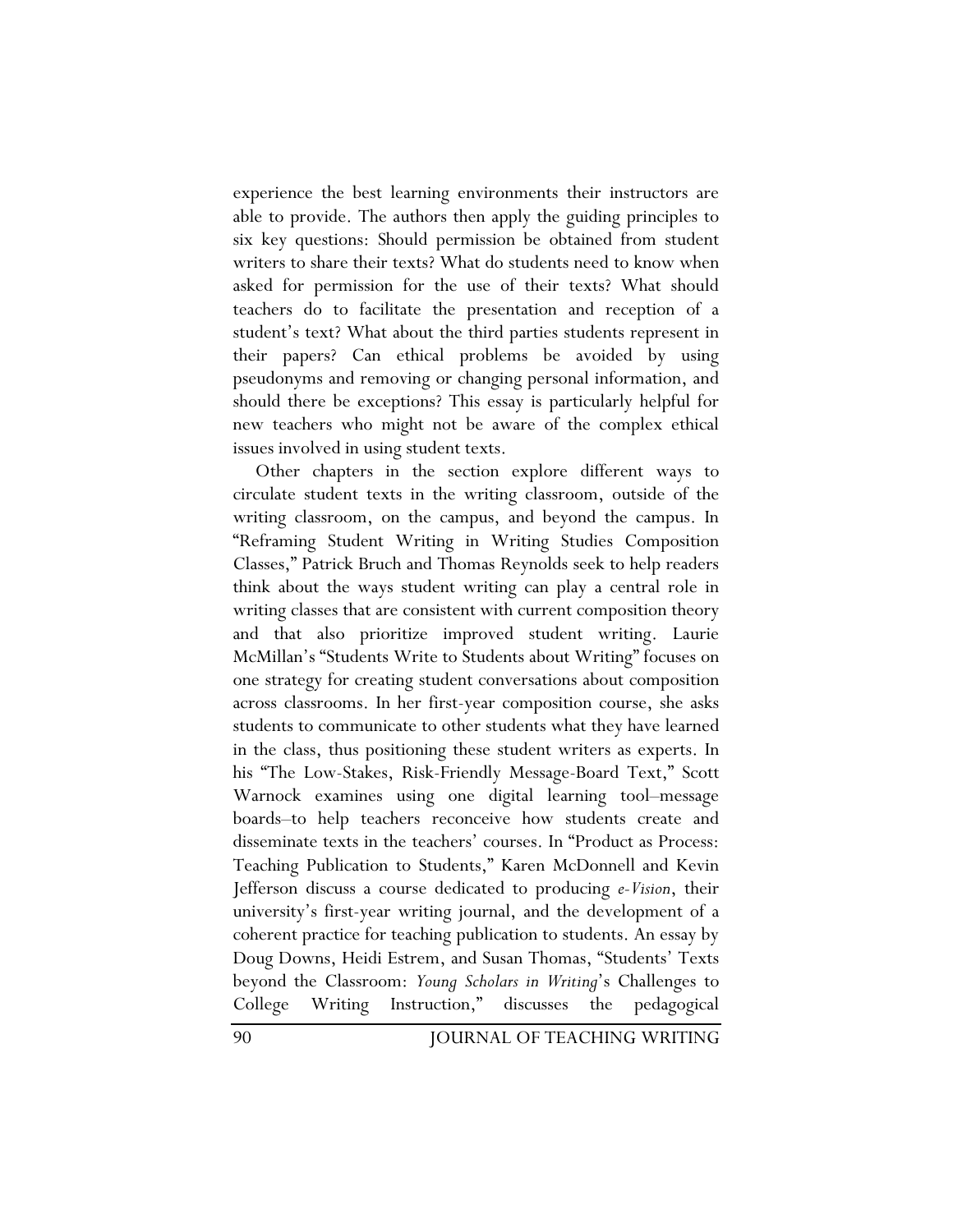experience the best learning environments their instructors are able to provide. The authors then apply the guiding principles to six key questions: Should permission be obtained from student writers to share their texts? What do students need to know when asked for permission for the use of their texts? What should teachers do to facilitate the presentation and reception of a student's text? What about the third parties students represent in their papers? Can ethical problems be avoided by using pseudonyms and removing or changing personal information, and should there be exceptions? This essay is particularly helpful for new teachers who might not be aware of the complex ethical issues involved in using student texts.

Other chapters in the section explore different ways to circulate student texts in the writing classroom, outside of the writing classroom, on the campus, and beyond the campus. In "Reframing Student Writing in Writing Studies Composition Classes," Patrick Bruch and Thomas Reynolds seek to help readers think about the ways student writing can play a central role in writing classes that are consistent with current composition theory and that also prioritize improved student writing. Laurie McMillan's "Students Write to Students about Writing" focuses on one strategy for creating student conversations about composition across classrooms. In her first-year composition course, she asks students to communicate to other students what they have learned in the class, thus positioning these student writers as experts. In his "The Low-Stakes, Risk-Friendly Message-Board Text," Scott Warnock examines using one digital learning tool–message boards–to help teachers reconceive how students create and disseminate texts in the teachers' courses. In "Product as Process: Teaching Publication to Students," Karen McDonnell and Kevin Jefferson discuss a course dedicated to producing *e-Vision*, their university's first-year writing journal, and the development of a coherent practice for teaching publication to students. An essay by Doug Downs, Heidi Estrem, and Susan Thomas, "Students' Texts beyond the Classroom: *Young Scholars in Writing*'s Challenges to College Writing Instruction," discusses the pedagogical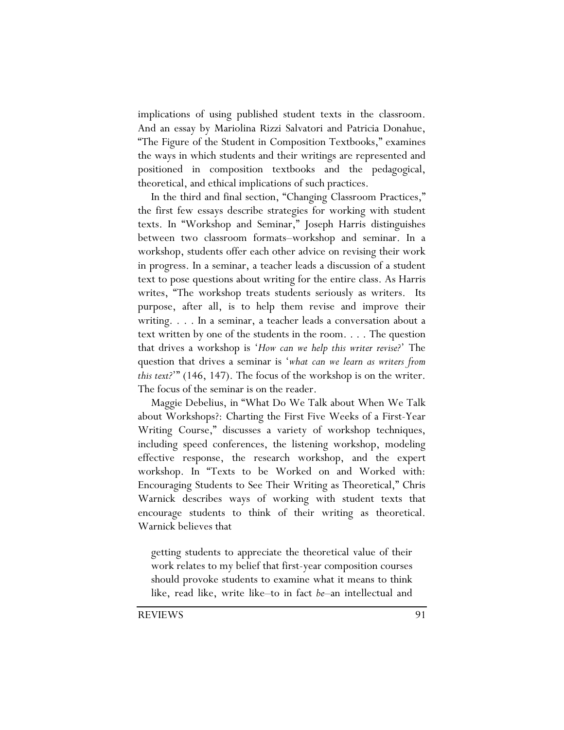implications of using published student texts in the classroom. And an essay by Mariolina Rizzi Salvatori and Patricia Donahue, "The Figure of the Student in Composition Textbooks," examines the ways in which students and their writings are represented and positioned in composition textbooks and the pedagogical, theoretical, and ethical implications of such practices.

In the third and final section, "Changing Classroom Practices," the first few essays describe strategies for working with student texts. In "Workshop and Seminar," Joseph Harris distinguishes between two classroom formats–workshop and seminar. In a workshop, students offer each other advice on revising their work in progress. In a seminar, a teacher leads a discussion of a student text to pose questions about writing for the entire class. As Harris writes, "The workshop treats students seriously as writers. Its purpose, after all, is to help them revise and improve their writing. . . . In a seminar, a teacher leads a conversation about a text written by one of the students in the room. . . . The question that drives a workshop is '*How can we help this writer revise?*' The question that drives a seminar is '*what can we learn as writers from this text?*'" (146, 147). The focus of the workshop is on the writer. The focus of the seminar is on the reader.

Maggie Debelius, in "What Do We Talk about When We Talk about Workshops?: Charting the First Five Weeks of a First-Year Writing Course," discusses a variety of workshop techniques, including speed conferences, the listening workshop, modeling effective response, the research workshop, and the expert workshop. In "Texts to be Worked on and Worked with: Encouraging Students to See Their Writing as Theoretical," Chris Warnick describes ways of working with student texts that encourage students to think of their writing as theoretical. Warnick believes that

> getting students to appreciate the theoretical value of their work relates to my belief that first-year composition courses should provoke students to examine what it means to think like, read like, write like–to in fact *be*–an intellectual and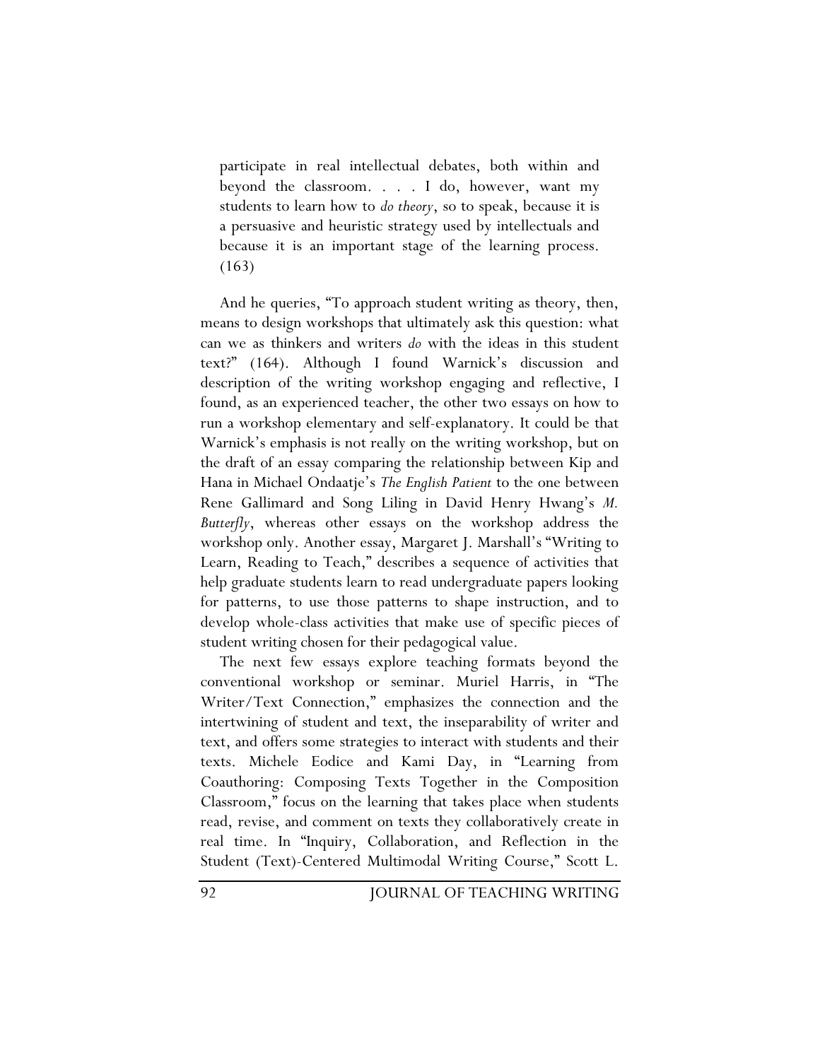> participate in real intellectual debates, both within and beyond the classroom. . . . I do, however, want my students to learn how to *do theory*, so to speak, because it is a persuasive and heuristic strategy used by intellectuals and because it is an important stage of the learning process. (163)

And he queries, "To approach student writing as theory, then, means to design workshops that ultimately ask this question: what can we as thinkers and writers *do* with the ideas in this student text?" (164). Although I found Warnick's discussion and description of the writing workshop engaging and reflective, I found, as an experienced teacher, the other two essays on how to run a workshop elementary and self-explanatory. It could be that Warnick's emphasis is not really on the writing workshop, but on the draft of an essay comparing the relationship between Kip and Hana in Michael Ondaatje's *The English Patient* to the one between Rene Gallimard and Song Liling in David Henry Hwang's *M. Butterfly*, whereas other essays on the workshop address the workshop only. Another essay, Margaret J. Marshall's "Writing to Learn, Reading to Teach," describes a sequence of activities that help graduate students learn to read undergraduate papers looking for patterns, to use those patterns to shape instruction, and to develop whole-class activities that make use of specific pieces of student writing chosen for their pedagogical value.

The next few essays explore teaching formats beyond the conventional workshop or seminar. Muriel Harris, in "The Writer/Text Connection," emphasizes the connection and the intertwining of student and text, the inseparability of writer and text, and offers some strategies to interact with students and their texts. Michele Eodice and Kami Day, in "Learning from Coauthoring: Composing Texts Together in the Composition Classroom," focus on the learning that takes place when students read, revise, and comment on texts they collaboratively create in real time. In "Inquiry, Collaboration, and Reflection in the Student (Text)-Centered Multimodal Writing Course," Scott L.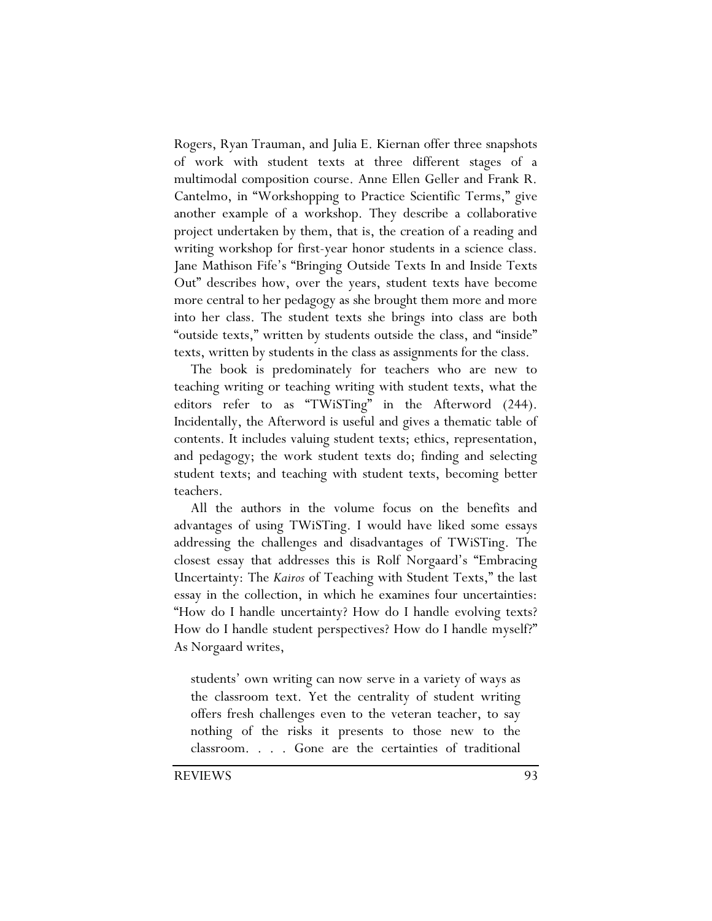Rogers, Ryan Trauman, and Julia E. Kiernan offer three snapshots of work with student texts at three different stages of a multimodal composition course. Anne Ellen Geller and Frank R. Cantelmo, in "Workshopping to Practice Scientific Terms," give another example of a workshop. They describe a collaborative project undertaken by them, that is, the creation of a reading and writing workshop for first-year honor students in a science class. Jane Mathison Fife's "Bringing Outside Texts In and Inside Texts Out" describes how, over the years, student texts have become more central to her pedagogy as she brought them more and more into her class. The student texts she brings into class are both "outside texts," written by students outside the class, and "inside" texts, written by students in the class as assignments for the class.

The book is predominately for teachers who are new to teaching writing or teaching writing with student texts, what the editors refer to as "TWiSTing" in the Afterword (244). Incidentally, the Afterword is useful and gives a thematic table of contents. It includes valuing student texts; ethics, representation, and pedagogy; the work student texts do; finding and selecting student texts; and teaching with student texts, becoming better teachers.

All the authors in the volume focus on the benefits and advantages of using TWiSTing. I would have liked some essays addressing the challenges and disadvantages of TWiSTing. The closest essay that addresses this is Rolf Norgaard's "Embracing Uncertainty: The *Kairos* of Teaching with Student Texts," the last essay in the collection, in which he examines four uncertainties: "How do I handle uncertainty? How do I handle evolving texts? How do I handle student perspectives? How do I handle myself?" As Norgaard writes,

> students' own writing can now serve in a variety of ways as the classroom text. Yet the centrality of student writing offers fresh challenges even to the veteran teacher, to say nothing of the risks it presents to those new to the classroom. . . . Gone are the certainties of traditional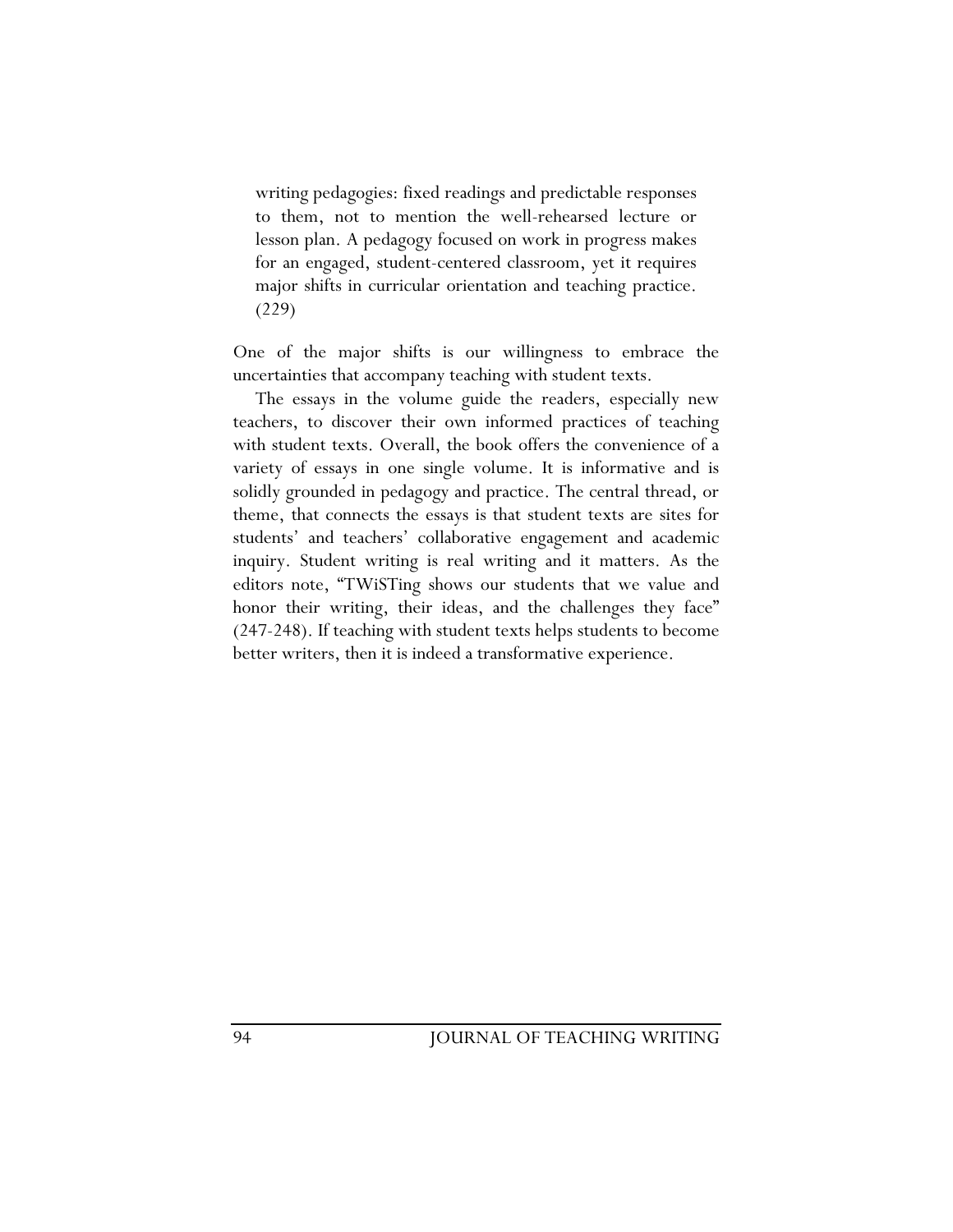> writing pedagogies: fixed readings and predictable responses to them, not to mention the well-rehearsed lecture or lesson plan. A pedagogy focused on work in progress makes for an engaged, student-centered classroom, yet it requires major shifts in curricular orientation and teaching practice. (229)

One of the major shifts is our willingness to embrace the uncertainties that accompany teaching with student texts.

The essays in the volume guide the readers, especially new teachers, to discover their own informed practices of teaching with student texts. Overall, the book offers the convenience of a variety of essays in one single volume. It is informative and is solidly grounded in pedagogy and practice. The central thread, or theme, that connects the essays is that student texts are sites for students' and teachers' collaborative engagement and academic inquiry. Student writing is real writing and it matters. As the editors note, "TWiSTing shows our students that we value and honor their writing, their ideas, and the challenges they face" (247-248). If teaching with student texts helps students to become better writers, then it is indeed a transformative experience.